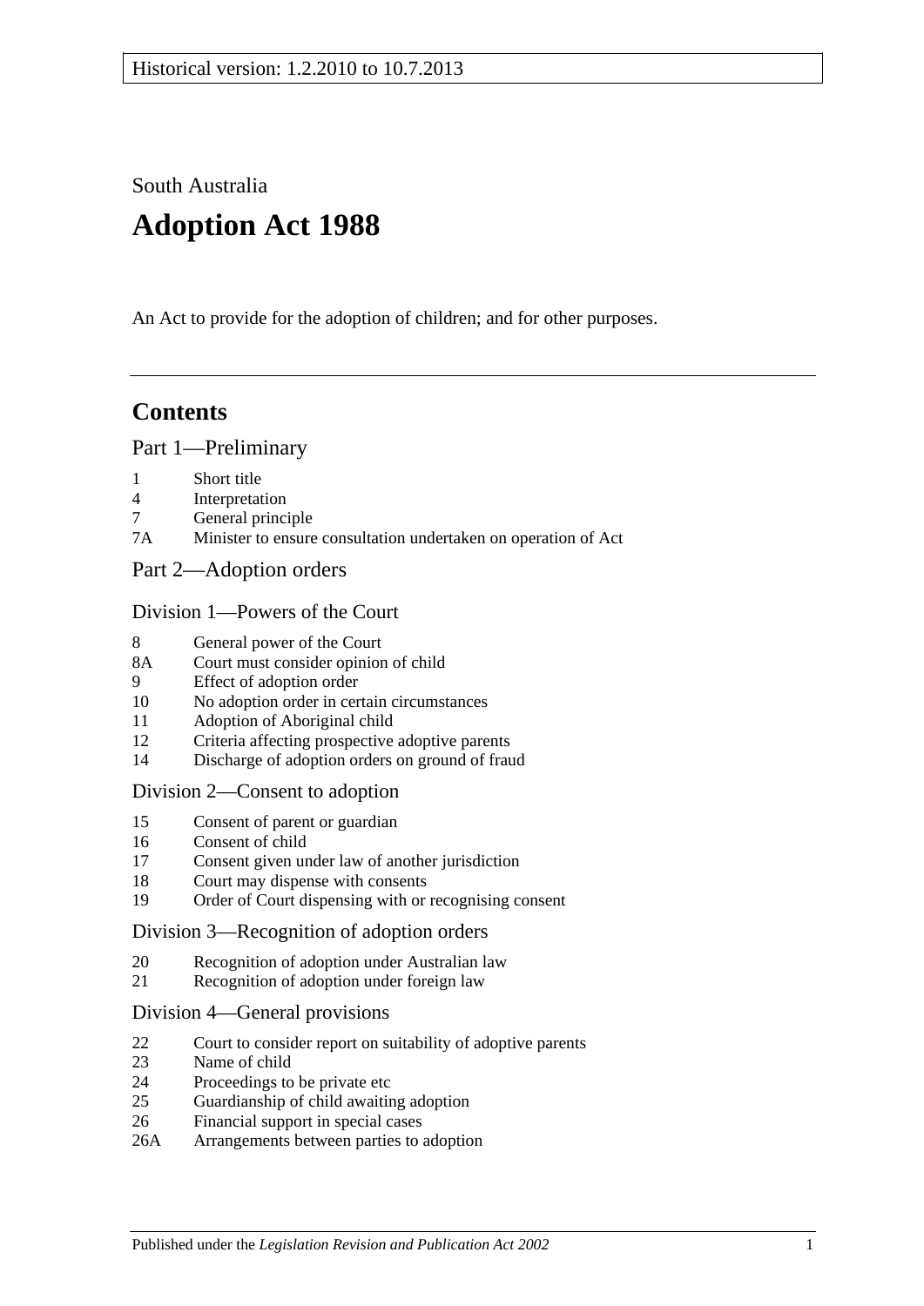Historical version: 1.2.2010 to 10.7.2013

South Australia

# Adoption Act 1988

An Act to provide for the adoption of children; and for other purposes.

## Contents

### Part 1—Preliminary

1 Short title
4 Interpretation
7 General principle
7A Minister to ensure consultation undertaken on operation of Act

### Part 2—Adoption orders

#### Division 1—Powers of the Court

8 General power of the Court
8A Court must consider opinion of child
9 Effect of adoption order
10 No adoption order in certain circumstances
11 Adoption of Aboriginal child
12 Criteria affecting prospective adoptive parents
14 Discharge of adoption orders on ground of fraud

#### Division 2—Consent to adoption

15 Consent of parent or guardian
16 Consent of child
17 Consent given under law of another jurisdiction
18 Court may dispense with consents
19 Order of Court dispensing with or recognising consent

#### Division 3—Recognition of adoption orders

20 Recognition of adoption under Australian law
21 Recognition of adoption under foreign law

#### Division 4—General provisions

22 Court to consider report on suitability of adoptive parents
23 Name of child
24 Proceedings to be private etc
25 Guardianship of child awaiting adoption
26 Financial support in special cases
26A Arrangements between parties to adoption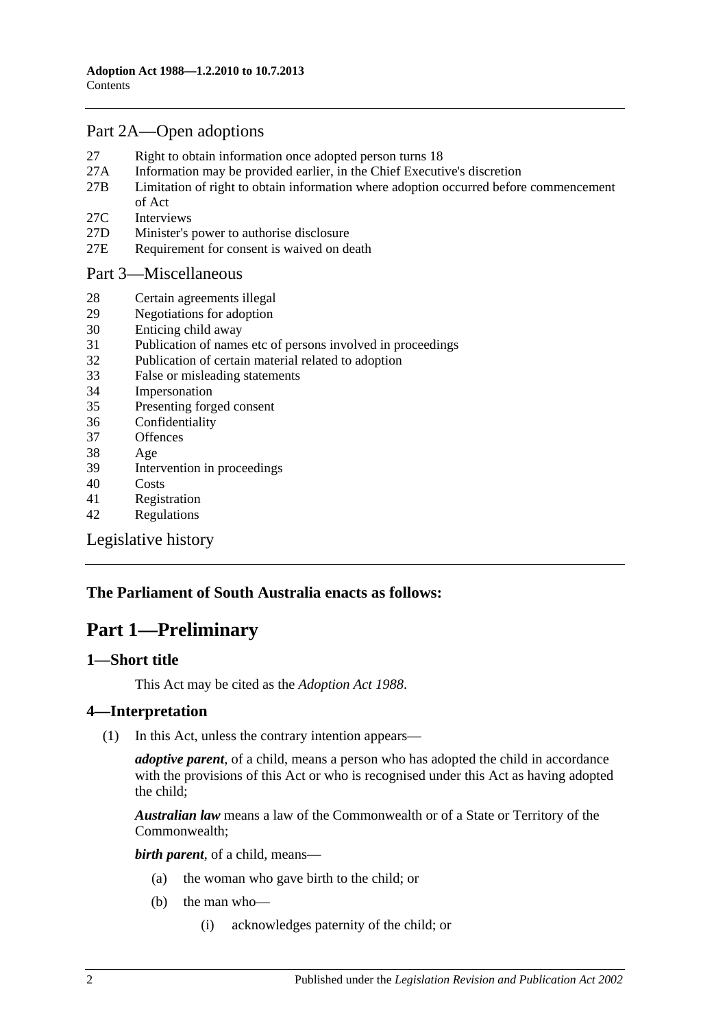## Part 2A—Open adoptions

27 Right to obtain information once adopted person turns 18
27A Information may be provided earlier, in the Chief Executive's discretion
27B Limitation of right to obtain information where adoption occurred before commencement of Act
27C Interviews
27D Minister's power to authorise disclosure
27E Requirement for consent is waived on death

## Part 3—Miscellaneous

28 Certain agreements illegal
29 Negotiations for adoption
30 Enticing child away
31 Publication of names etc of persons involved in proceedings
32 Publication of certain material related to adoption
33 False or misleading statements
34 Impersonation
35 Presenting forged consent
36 Confidentiality
37 Offences
38 Age
39 Intervention in proceedings
40 Costs
41 Registration
42 Regulations

Legislative history

**The Parliament of South Australia enacts as follows:**

# Part 1—Preliminary

### 1—Short title

This Act may be cited as the *Adoption Act 1988*.

### 4—Interpretation

(1) In this Act, unless the contrary intention appears—

***adoptive parent***, of a child, means a person who has adopted the child in accordance with the provisions of this Act or who is recognised under this Act as having adopted the child;

***Australian law*** means a law of the Commonwealth or of a State or Territory of the Commonwealth;

***birth parent***, of a child, means—

(a) the woman who gave birth to the child; or

(b) the man who—

(i) acknowledges paternity of the child; or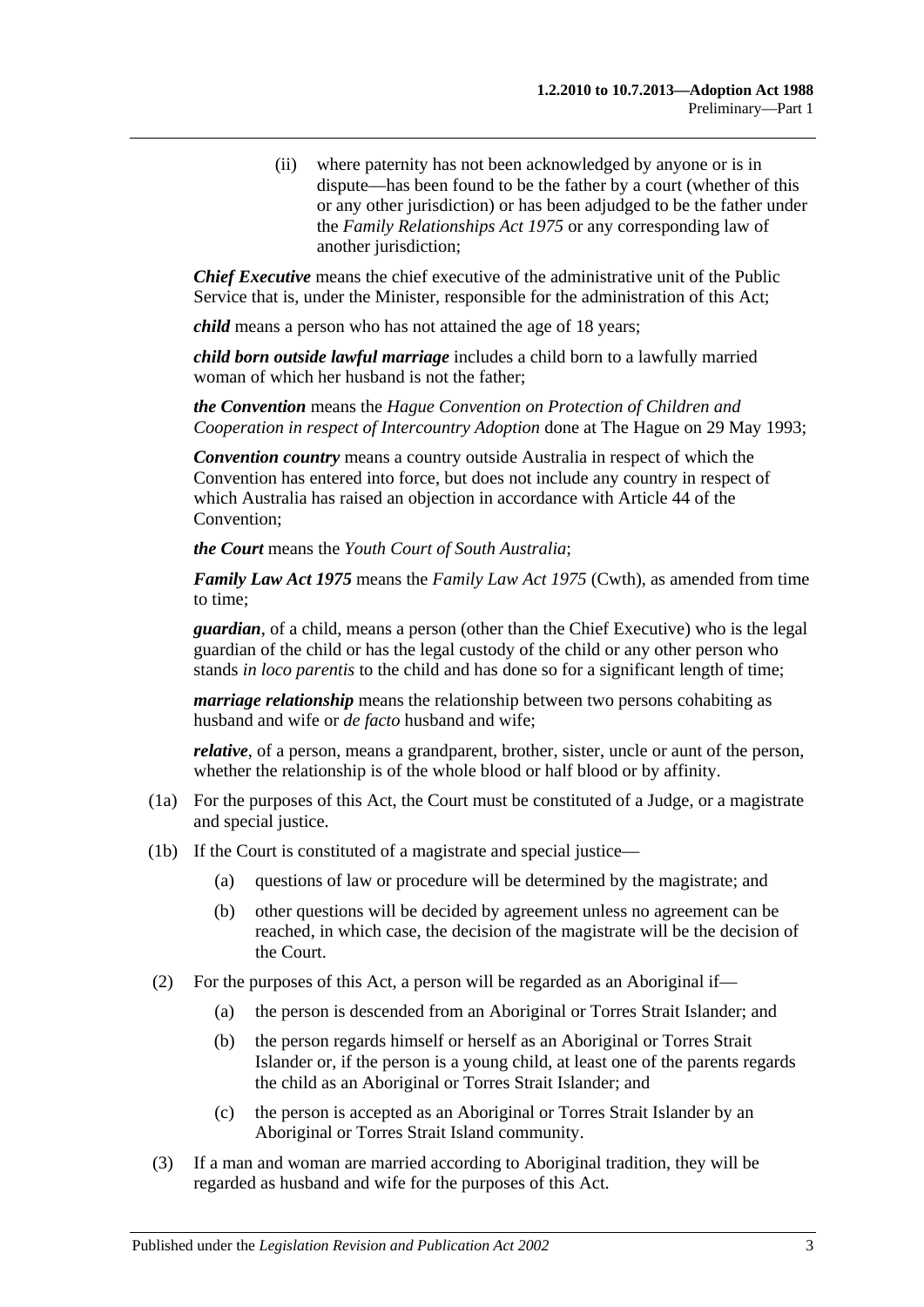(ii) where paternity has not been acknowledged by anyone or is in dispute—has been found to be the father by a court (whether of this or any other jurisdiction) or has been adjudged to be the father under the *Family Relationships Act 1975* or any corresponding law of another jurisdiction;

***Chief Executive*** means the chief executive of the administrative unit of the Public Service that is, under the Minister, responsible for the administration of this Act;

***child*** means a person who has not attained the age of 18 years;

***child born outside lawful marriage*** includes a child born to a lawfully married woman of which her husband is not the father;

***the Convention*** means the *Hague Convention on Protection of Children and Cooperation in respect of Intercountry Adoption* done at The Hague on 29 May 1993;

***Convention country*** means a country outside Australia in respect of which the Convention has entered into force, but does not include any country in respect of which Australia has raised an objection in accordance with Article 44 of the Convention;

***the Court*** means the *Youth Court of South Australia*;

***Family Law Act 1975*** means the *Family Law Act 1975* (Cwth), as amended from time to time;

***guardian***, of a child, means a person (other than the Chief Executive) who is the legal guardian of the child or has the legal custody of the child or any other person who stands *in loco parentis* to the child and has done so for a significant length of time;

***marriage relationship*** means the relationship between two persons cohabiting as husband and wife or *de facto* husband and wife;

***relative***, of a person, means a grandparent, brother, sister, uncle or aunt of the person, whether the relationship is of the whole blood or half blood or by affinity.

(1a) For the purposes of this Act, the Court must be constituted of a Judge, or a magistrate and special justice.

(1b) If the Court is constituted of a magistrate and special justice—

(a) questions of law or procedure will be determined by the magistrate; and

(b) other questions will be decided by agreement unless no agreement can be reached, in which case, the decision of the magistrate will be the decision of the Court.

(2) For the purposes of this Act, a person will be regarded as an Aboriginal if—

(a) the person is descended from an Aboriginal or Torres Strait Islander; and

(b) the person regards himself or herself as an Aboriginal or Torres Strait Islander or, if the person is a young child, at least one of the parents regards the child as an Aboriginal or Torres Strait Islander; and

(c) the person is accepted as an Aboriginal or Torres Strait Islander by an Aboriginal or Torres Strait Island community.

(3) If a man and woman are married according to Aboriginal tradition, they will be regarded as husband and wife for the purposes of this Act.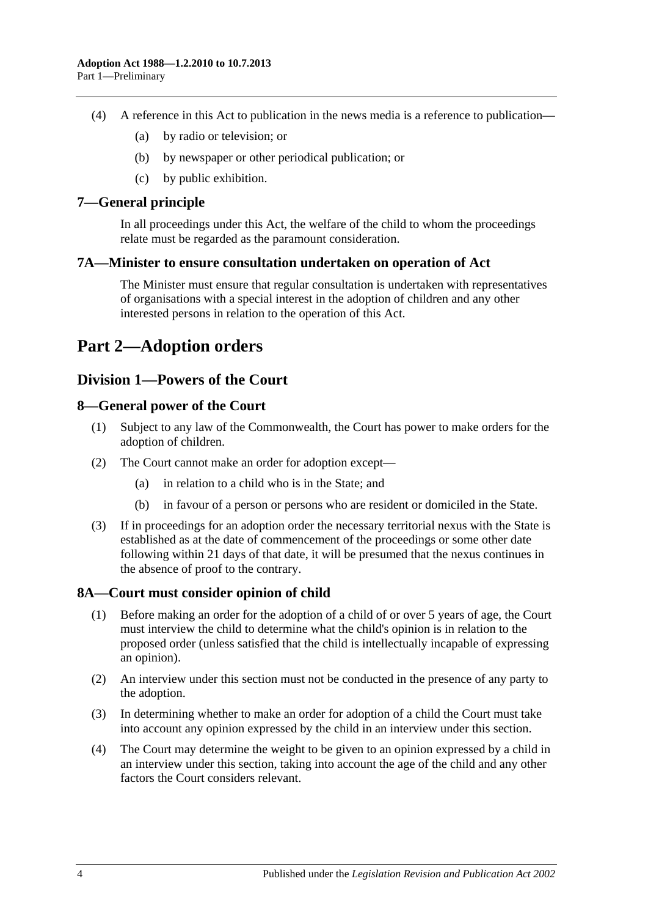(4) A reference in this Act to publication in the news media is a reference to publication—

(a) by radio or television; or

(b) by newspaper or other periodical publication; or

(c) by public exhibition.

### 7—General principle

In all proceedings under this Act, the welfare of the child to whom the proceedings relate must be regarded as the paramount consideration.

### 7A—Minister to ensure consultation undertaken on operation of Act

The Minister must ensure that regular consultation is undertaken with representatives of organisations with a special interest in the adoption of children and any other interested persons in relation to the operation of this Act.

# Part 2—Adoption orders

## Division 1—Powers of the Court

### 8—General power of the Court

(1) Subject to any law of the Commonwealth, the Court has power to make orders for the adoption of children.

(2) The Court cannot make an order for adoption except—

(a) in relation to a child who is in the State; and

(b) in favour of a person or persons who are resident or domiciled in the State.

(3) If in proceedings for an adoption order the necessary territorial nexus with the State is established as at the date of commencement of the proceedings or some other date following within 21 days of that date, it will be presumed that the nexus continues in the absence of proof to the contrary.

### 8A—Court must consider opinion of child

(1) Before making an order for the adoption of a child of or over 5 years of age, the Court must interview the child to determine what the child's opinion is in relation to the proposed order (unless satisfied that the child is intellectually incapable of expressing an opinion).

(2) An interview under this section must not be conducted in the presence of any party to the adoption.

(3) In determining whether to make an order for adoption of a child the Court must take into account any opinion expressed by the child in an interview under this section.

(4) The Court may determine the weight to be given to an opinion expressed by a child in an interview under this section, taking into account the age of the child and any other factors the Court considers relevant.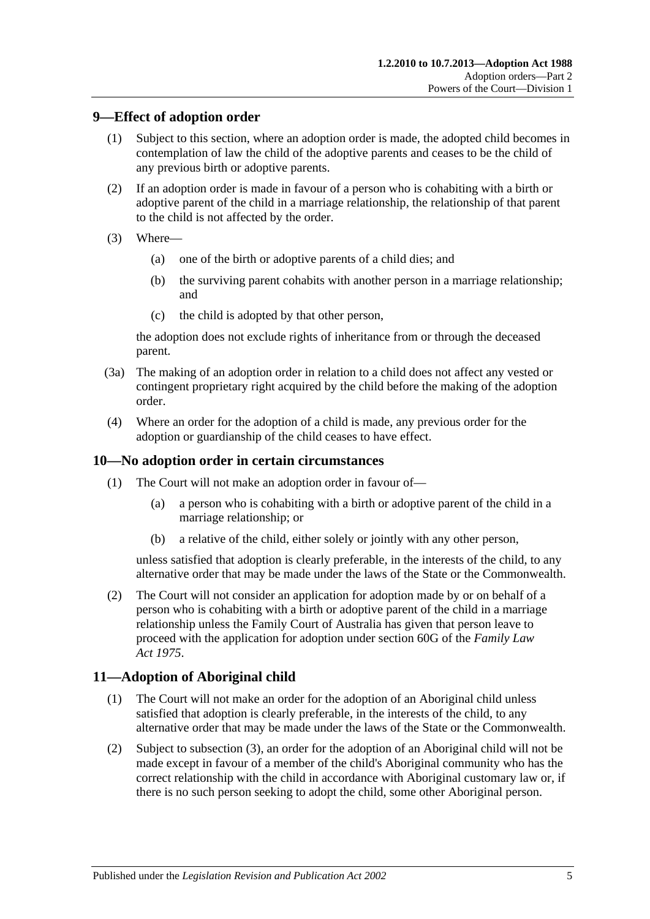## 9—Effect of adoption order

(1) Subject to this section, where an adoption order is made, the adopted child becomes in contemplation of law the child of the adoptive parents and ceases to be the child of any previous birth or adoptive parents.

(2) If an adoption order is made in favour of a person who is cohabiting with a birth or adoptive parent of the child in a marriage relationship, the relationship of that parent to the child is not affected by the order.

(3) Where—

(a) one of the birth or adoptive parents of a child dies; and

(b) the surviving parent cohabits with another person in a marriage relationship; and

(c) the child is adopted by that other person,

the adoption does not exclude rights of inheritance from or through the deceased parent.

(3a) The making of an adoption order in relation to a child does not affect any vested or contingent proprietary right acquired by the child before the making of the adoption order.

(4) Where an order for the adoption of a child is made, any previous order for the adoption or guardianship of the child ceases to have effect.

## 10—No adoption order in certain circumstances

(1) The Court will not make an adoption order in favour of—

(a) a person who is cohabiting with a birth or adoptive parent of the child in a marriage relationship; or

(b) a relative of the child, either solely or jointly with any other person,

unless satisfied that adoption is clearly preferable, in the interests of the child, to any alternative order that may be made under the laws of the State or the Commonwealth.

(2) The Court will not consider an application for adoption made by or on behalf of a person who is cohabiting with a birth or adoptive parent of the child in a marriage relationship unless the Family Court of Australia has given that person leave to proceed with the application for adoption under section 60G of the *Family Law Act 1975*.

## 11—Adoption of Aboriginal child

(1) The Court will not make an order for the adoption of an Aboriginal child unless satisfied that adoption is clearly preferable, in the interests of the child, to any alternative order that may be made under the laws of the State or the Commonwealth.

(2) Subject to subsection (3), an order for the adoption of an Aboriginal child will not be made except in favour of a member of the child's Aboriginal community who has the correct relationship with the child in accordance with Aboriginal customary law or, if there is no such person seeking to adopt the child, some other Aboriginal person.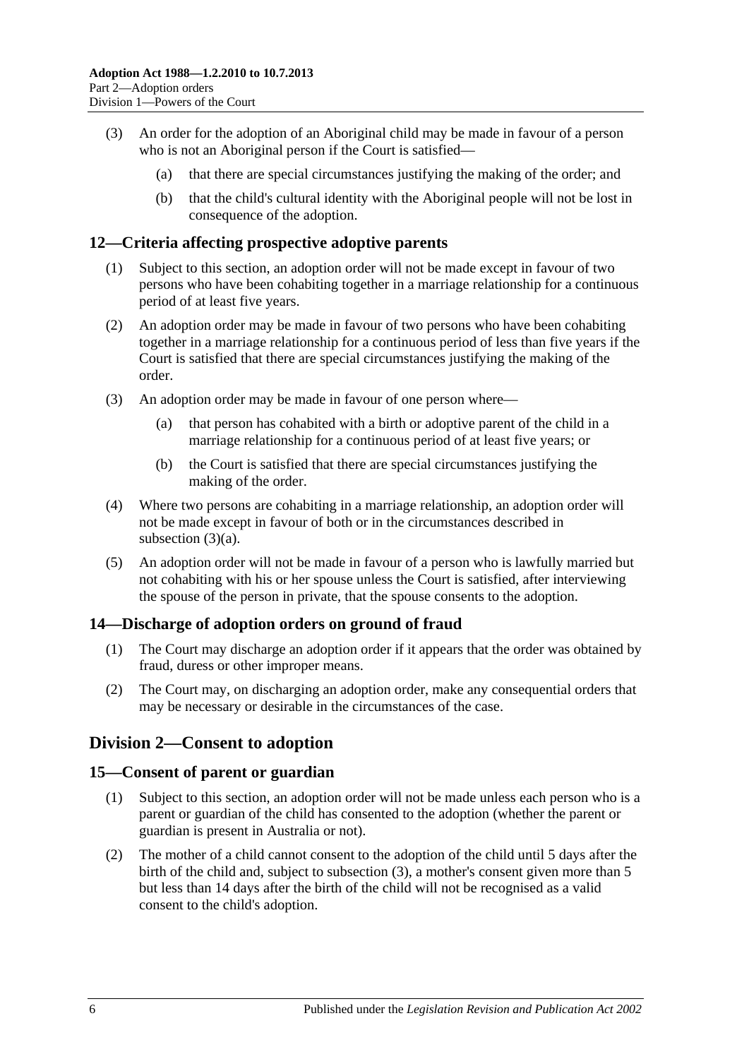(3) An order for the adoption of an Aboriginal child may be made in favour of a person who is not an Aboriginal person if the Court is satisfied—

(a) that there are special circumstances justifying the making of the order; and

(b) that the child's cultural identity with the Aboriginal people will not be lost in consequence of the adoption.

## 12—Criteria affecting prospective adoptive parents

(1) Subject to this section, an adoption order will not be made except in favour of two persons who have been cohabiting together in a marriage relationship for a continuous period of at least five years.

(2) An adoption order may be made in favour of two persons who have been cohabiting together in a marriage relationship for a continuous period of less than five years if the Court is satisfied that there are special circumstances justifying the making of the order.

(3) An adoption order may be made in favour of one person where—

(a) that person has cohabited with a birth or adoptive parent of the child in a marriage relationship for a continuous period of at least five years; or

(b) the Court is satisfied that there are special circumstances justifying the making of the order.

(4) Where two persons are cohabiting in a marriage relationship, an adoption order will not be made except in favour of both or in the circumstances described in subsection (3)(a).

(5) An adoption order will not be made in favour of a person who is lawfully married but not cohabiting with his or her spouse unless the Court is satisfied, after interviewing the spouse of the person in private, that the spouse consents to the adoption.

## 14—Discharge of adoption orders on ground of fraud

(1) The Court may discharge an adoption order if it appears that the order was obtained by fraud, duress or other improper means.

(2) The Court may, on discharging an adoption order, make any consequential orders that may be necessary or desirable in the circumstances of the case.

# Division 2—Consent to adoption

## 15—Consent of parent or guardian

(1) Subject to this section, an adoption order will not be made unless each person who is a parent or guardian of the child has consented to the adoption (whether the parent or guardian is present in Australia or not).

(2) The mother of a child cannot consent to the adoption of the child until 5 days after the birth of the child and, subject to subsection (3), a mother's consent given more than 5 but less than 14 days after the birth of the child will not be recognised as a valid consent to the child's adoption.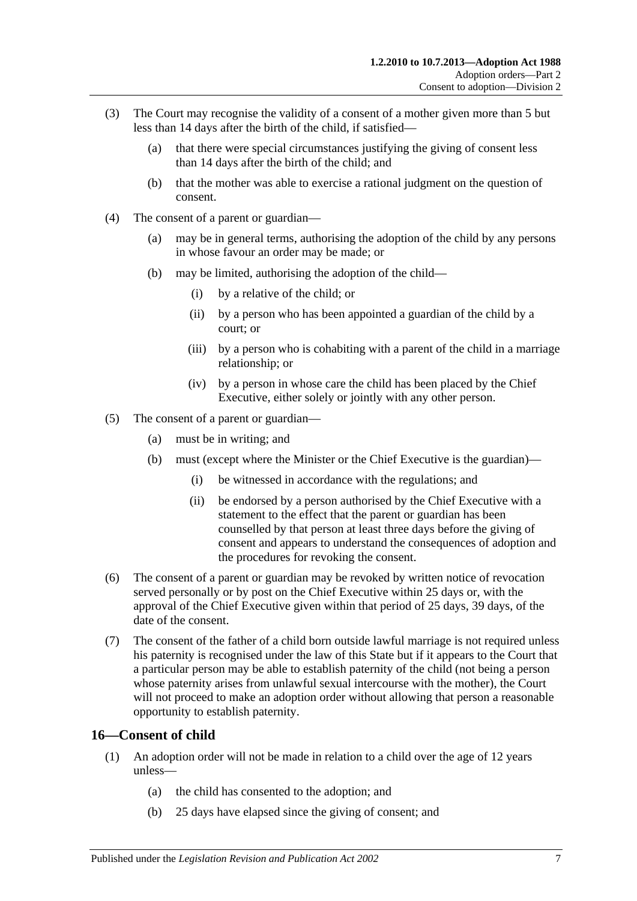(3) The Court may recognise the validity of a consent of a mother given more than 5 but less than 14 days after the birth of the child, if satisfied—

(a) that there were special circumstances justifying the giving of consent less than 14 days after the birth of the child; and

(b) that the mother was able to exercise a rational judgment on the question of consent.

(4) The consent of a parent or guardian—

(a) may be in general terms, authorising the adoption of the child by any persons in whose favour an order may be made; or

(b) may be limited, authorising the adoption of the child—

(i) by a relative of the child; or

(ii) by a person who has been appointed a guardian of the child by a court; or

(iii) by a person who is cohabiting with a parent of the child in a marriage relationship; or

(iv) by a person in whose care the child has been placed by the Chief Executive, either solely or jointly with any other person.

(5) The consent of a parent or guardian—

(a) must be in writing; and

(b) must (except where the Minister or the Chief Executive is the guardian)—

(i) be witnessed in accordance with the regulations; and

(ii) be endorsed by a person authorised by the Chief Executive with a statement to the effect that the parent or guardian has been counselled by that person at least three days before the giving of consent and appears to understand the consequences of adoption and the procedures for revoking the consent.

(6) The consent of a parent or guardian may be revoked by written notice of revocation served personally or by post on the Chief Executive within 25 days or, with the approval of the Chief Executive given within that period of 25 days, 39 days, of the date of the consent.

(7) The consent of the father of a child born outside lawful marriage is not required unless his paternity is recognised under the law of this State but if it appears to the Court that a particular person may be able to establish paternity of the child (not being a person whose paternity arises from unlawful sexual intercourse with the mother), the Court will not proceed to make an adoption order without allowing that person a reasonable opportunity to establish paternity.

## 16—Consent of child

(1) An adoption order will not be made in relation to a child over the age of 12 years unless—

(a) the child has consented to the adoption; and

(b) 25 days have elapsed since the giving of consent; and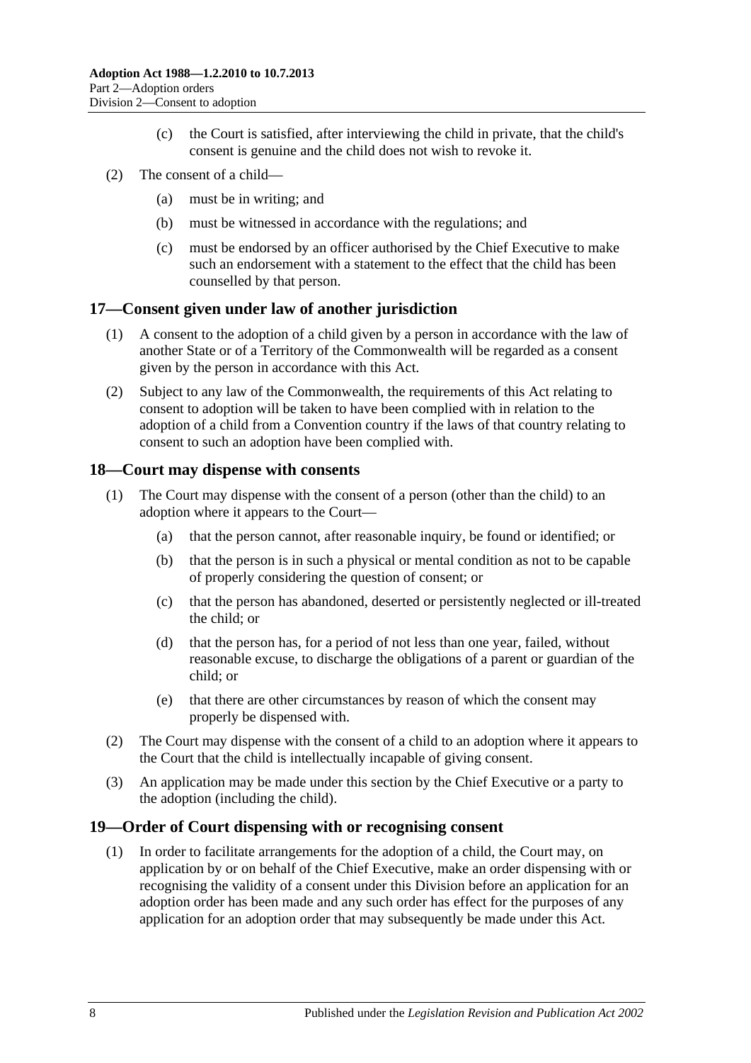(c) the Court is satisfied, after interviewing the child in private, that the child's consent is genuine and the child does not wish to revoke it.

(2) The consent of a child—

(a) must be in writing; and

(b) must be witnessed in accordance with the regulations; and

(c) must be endorsed by an officer authorised by the Chief Executive to make such an endorsement with a statement to the effect that the child has been counselled by that person.

## 17—Consent given under law of another jurisdiction

(1) A consent to the adoption of a child given by a person in accordance with the law of another State or of a Territory of the Commonwealth will be regarded as a consent given by the person in accordance with this Act.

(2) Subject to any law of the Commonwealth, the requirements of this Act relating to consent to adoption will be taken to have been complied with in relation to the adoption of a child from a Convention country if the laws of that country relating to consent to such an adoption have been complied with.

## 18—Court may dispense with consents

(1) The Court may dispense with the consent of a person (other than the child) to an adoption where it appears to the Court—

(a) that the person cannot, after reasonable inquiry, be found or identified; or

(b) that the person is in such a physical or mental condition as not to be capable of properly considering the question of consent; or

(c) that the person has abandoned, deserted or persistently neglected or ill-treated the child; or

(d) that the person has, for a period of not less than one year, failed, without reasonable excuse, to discharge the obligations of a parent or guardian of the child; or

(e) that there are other circumstances by reason of which the consent may properly be dispensed with.

(2) The Court may dispense with the consent of a child to an adoption where it appears to the Court that the child is intellectually incapable of giving consent.

(3) An application may be made under this section by the Chief Executive or a party to the adoption (including the child).

## 19—Order of Court dispensing with or recognising consent

(1) In order to facilitate arrangements for the adoption of a child, the Court may, on application by or on behalf of the Chief Executive, make an order dispensing with or recognising the validity of a consent under this Division before an application for an adoption order has been made and any such order has effect for the purposes of any application for an adoption order that may subsequently be made under this Act.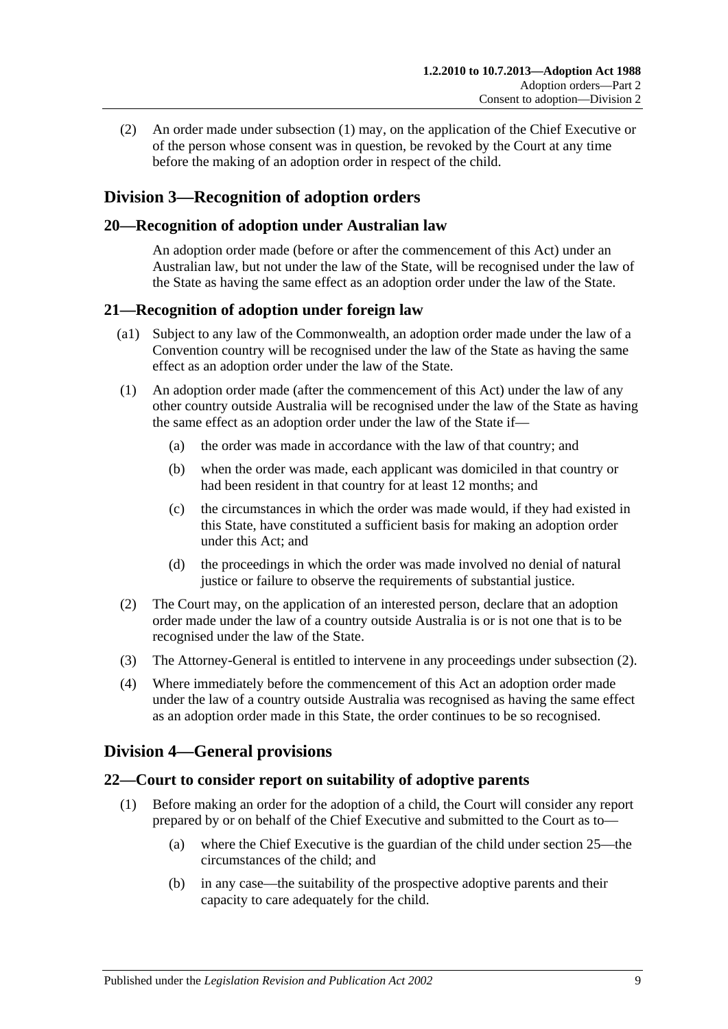(2) An order made under subsection (1) may, on the application of the Chief Executive or of the person whose consent was in question, be revoked by the Court at any time before the making of an adoption order in respect of the child.

## Division 3—Recognition of adoption orders

### 20—Recognition of adoption under Australian law

An adoption order made (before or after the commencement of this Act) under an Australian law, but not under the law of the State, will be recognised under the law of the State as having the same effect as an adoption order under the law of the State.

### 21—Recognition of adoption under foreign law

(a1) Subject to any law of the Commonwealth, an adoption order made under the law of a Convention country will be recognised under the law of the State as having the same effect as an adoption order under the law of the State.

(1) An adoption order made (after the commencement of this Act) under the law of any other country outside Australia will be recognised under the law of the State as having the same effect as an adoption order under the law of the State if—

- (a) the order was made in accordance with the law of that country; and
- (b) when the order was made, each applicant was domiciled in that country or had been resident in that country for at least 12 months; and
- (c) the circumstances in which the order was made would, if they had existed in this State, have constituted a sufficient basis for making an adoption order under this Act; and
- (d) the proceedings in which the order was made involved no denial of natural justice or failure to observe the requirements of substantial justice.

(2) The Court may, on the application of an interested person, declare that an adoption order made under the law of a country outside Australia is or is not one that is to be recognised under the law of the State.

(3) The Attorney-General is entitled to intervene in any proceedings under subsection (2).

(4) Where immediately before the commencement of this Act an adoption order made under the law of a country outside Australia was recognised as having the same effect as an adoption order made in this State, the order continues to be so recognised.

## Division 4—General provisions

### 22—Court to consider report on suitability of adoptive parents

(1) Before making an order for the adoption of a child, the Court will consider any report prepared by or on behalf of the Chief Executive and submitted to the Court as to—

- (a) where the Chief Executive is the guardian of the child under section 25—the circumstances of the child; and
- (b) in any case—the suitability of the prospective adoptive parents and their capacity to care adequately for the child.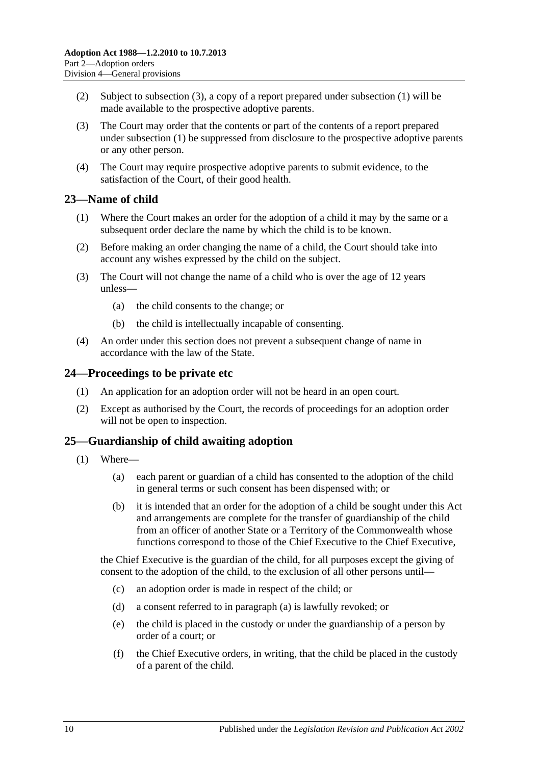(2) Subject to subsection (3), a copy of a report prepared under subsection (1) will be made available to the prospective adoptive parents.

(3) The Court may order that the contents or part of the contents of a report prepared under subsection (1) be suppressed from disclosure to the prospective adoptive parents or any other person.

(4) The Court may require prospective adoptive parents to submit evidence, to the satisfaction of the Court, of their good health.

## 23—Name of child

(1) Where the Court makes an order for the adoption of a child it may by the same or a subsequent order declare the name by which the child is to be known.

(2) Before making an order changing the name of a child, the Court should take into account any wishes expressed by the child on the subject.

(3) The Court will not change the name of a child who is over the age of 12 years unless—

- (a) the child consents to the change; or
- (b) the child is intellectually incapable of consenting.

(4) An order under this section does not prevent a subsequent change of name in accordance with the law of the State.

## 24—Proceedings to be private etc

(1) An application for an adoption order will not be heard in an open court.

(2) Except as authorised by the Court, the records of proceedings for an adoption order will not be open to inspection.

## 25—Guardianship of child awaiting adoption

(1) Where—

- (a) each parent or guardian of a child has consented to the adoption of the child in general terms or such consent has been dispensed with; or
- (b) it is intended that an order for the adoption of a child be sought under this Act and arrangements are complete for the transfer of guardianship of the child from an officer of another State or a Territory of the Commonwealth whose functions correspond to those of the Chief Executive to the Chief Executive,

the Chief Executive is the guardian of the child, for all purposes except the giving of consent to the adoption of the child, to the exclusion of all other persons until—

- (c) an adoption order is made in respect of the child; or
- (d) a consent referred to in paragraph (a) is lawfully revoked; or
- (e) the child is placed in the custody or under the guardianship of a person by order of a court; or
- (f) the Chief Executive orders, in writing, that the child be placed in the custody of a parent of the child.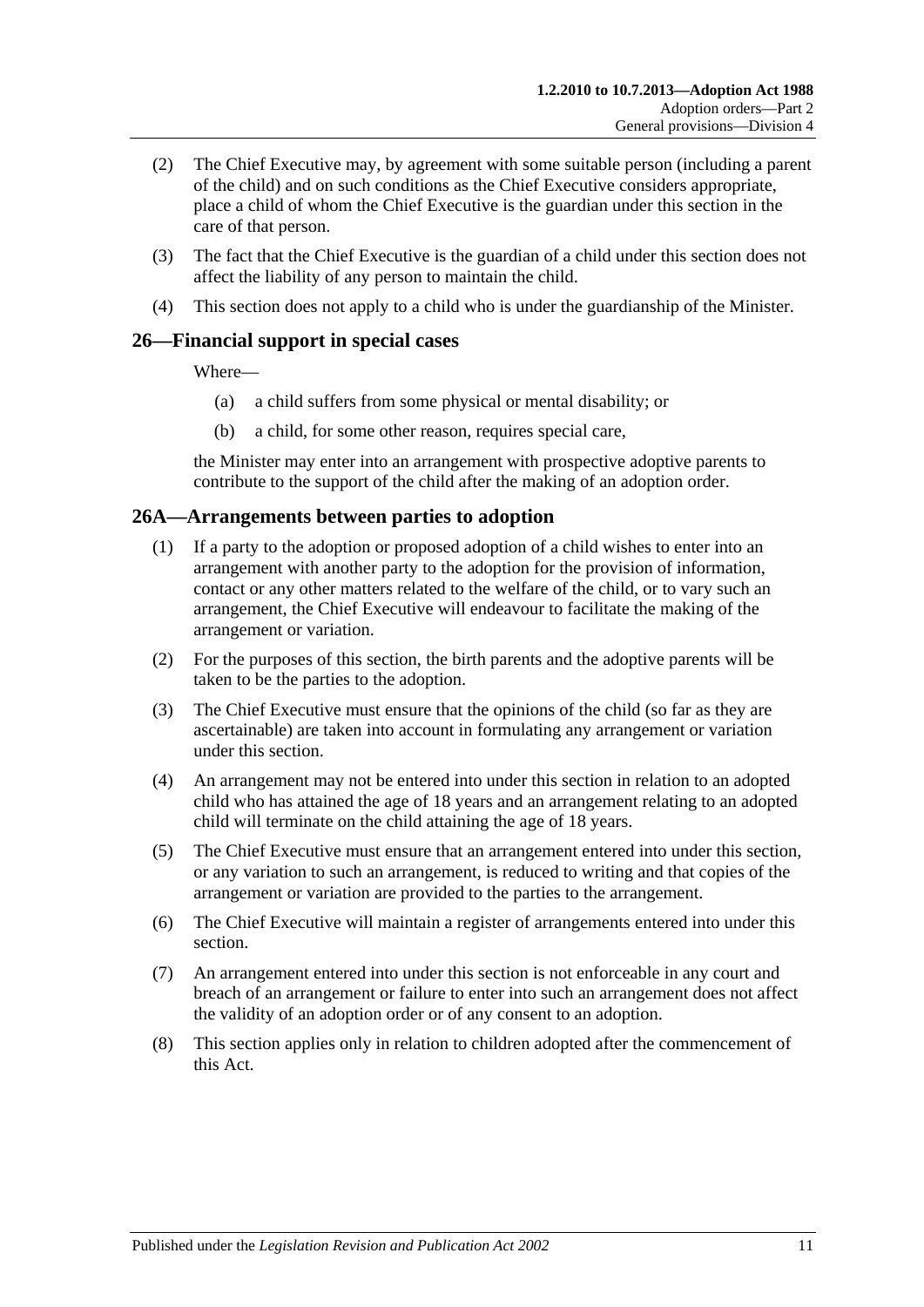(2) The Chief Executive may, by agreement with some suitable person (including a parent of the child) and on such conditions as the Chief Executive considers appropriate, place a child of whom the Chief Executive is the guardian under this section in the care of that person.

(3) The fact that the Chief Executive is the guardian of a child under this section does not affect the liability of any person to maintain the child.

(4) This section does not apply to a child who is under the guardianship of the Minister.

## 26—Financial support in special cases

Where—

(a) a child suffers from some physical or mental disability; or

(b) a child, for some other reason, requires special care,

the Minister may enter into an arrangement with prospective adoptive parents to contribute to the support of the child after the making of an adoption order.

## 26A—Arrangements between parties to adoption

(1) If a party to the adoption or proposed adoption of a child wishes to enter into an arrangement with another party to the adoption for the provision of information, contact or any other matters related to the welfare of the child, or to vary such an arrangement, the Chief Executive will endeavour to facilitate the making of the arrangement or variation.

(2) For the purposes of this section, the birth parents and the adoptive parents will be taken to be the parties to the adoption.

(3) The Chief Executive must ensure that the opinions of the child (so far as they are ascertainable) are taken into account in formulating any arrangement or variation under this section.

(4) An arrangement may not be entered into under this section in relation to an adopted child who has attained the age of 18 years and an arrangement relating to an adopted child will terminate on the child attaining the age of 18 years.

(5) The Chief Executive must ensure that an arrangement entered into under this section, or any variation to such an arrangement, is reduced to writing and that copies of the arrangement or variation are provided to the parties to the arrangement.

(6) The Chief Executive will maintain a register of arrangements entered into under this section.

(7) An arrangement entered into under this section is not enforceable in any court and breach of an arrangement or failure to enter into such an arrangement does not affect the validity of an adoption order or of any consent to an adoption.

(8) This section applies only in relation to children adopted after the commencement of this Act.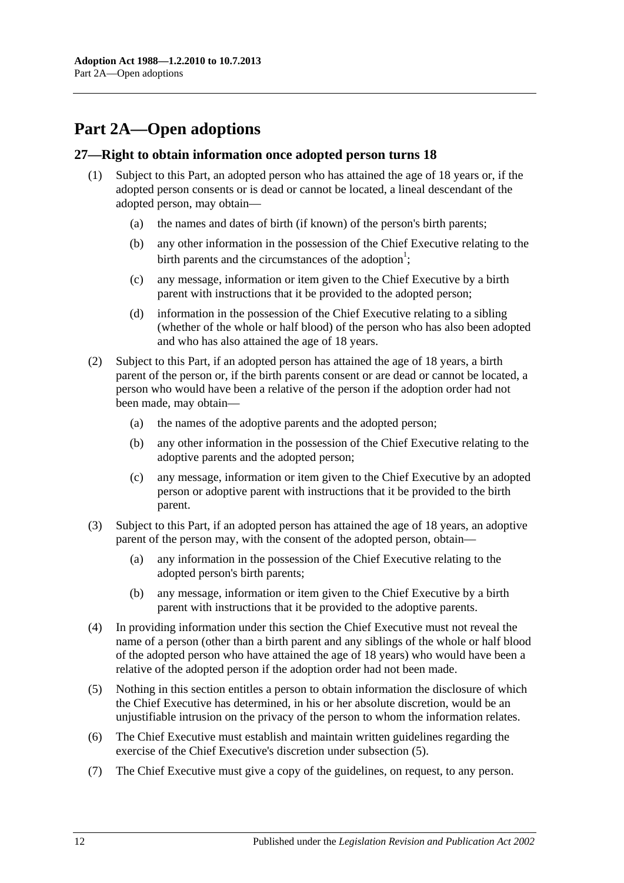# Part 2A—Open adoptions

## 27—Right to obtain information once adopted person turns 18

(1) Subject to this Part, an adopted person who has attained the age of 18 years or, if the adopted person consents or is dead or cannot be located, a lineal descendant of the adopted person, may obtain—

(a) the names and dates of birth (if known) of the person's birth parents;

(b) any other information in the possession of the Chief Executive relating to the birth parents and the circumstances of the adoption[1];

(c) any message, information or item given to the Chief Executive by a birth parent with instructions that it be provided to the adopted person;

(d) information in the possession of the Chief Executive relating to a sibling (whether of the whole or half blood) of the person who has also been adopted and who has also attained the age of 18 years.

(2) Subject to this Part, if an adopted person has attained the age of 18 years, a birth parent of the person or, if the birth parents consent or are dead or cannot be located, a person who would have been a relative of the person if the adoption order had not been made, may obtain—

(a) the names of the adoptive parents and the adopted person;

(b) any other information in the possession of the Chief Executive relating to the adoptive parents and the adopted person;

(c) any message, information or item given to the Chief Executive by an adopted person or adoptive parent with instructions that it be provided to the birth parent.

(3) Subject to this Part, if an adopted person has attained the age of 18 years, an adoptive parent of the person may, with the consent of the adopted person, obtain—

(a) any information in the possession of the Chief Executive relating to the adopted person's birth parents;

(b) any message, information or item given to the Chief Executive by a birth parent with instructions that it be provided to the adoptive parents.

(4) In providing information under this section the Chief Executive must not reveal the name of a person (other than a birth parent and any siblings of the whole or half blood of the adopted person who have attained the age of 18 years) who would have been a relative of the adopted person if the adoption order had not been made.

(5) Nothing in this section entitles a person to obtain information the disclosure of which the Chief Executive has determined, in his or her absolute discretion, would be an unjustifiable intrusion on the privacy of the person to whom the information relates.

(6) The Chief Executive must establish and maintain written guidelines regarding the exercise of the Chief Executive's discretion under subsection (5).

(7) The Chief Executive must give a copy of the guidelines, on request, to any person.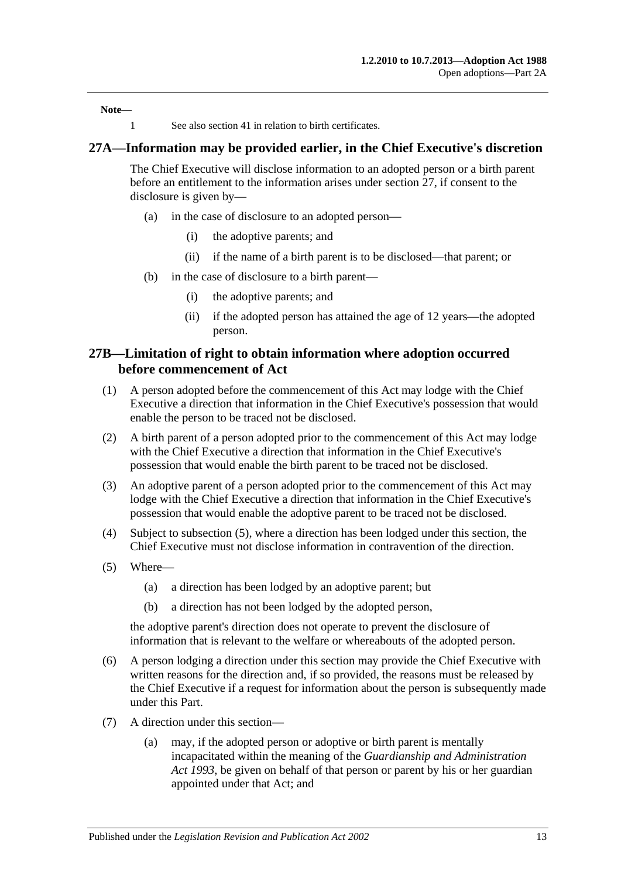**Note—**

1 See also section 41 in relation to birth certificates.

## 27A—Information may be provided earlier, in the Chief Executive's discretion

The Chief Executive will disclose information to an adopted person or a birth parent before an entitlement to the information arises under section 27, if consent to the disclosure is given by—

(a) in the case of disclosure to an adopted person—

(i) the adoptive parents; and

(ii) if the name of a birth parent is to be disclosed—that parent; or

(b) in the case of disclosure to a birth parent—

(i) the adoptive parents; and

(ii) if the adopted person has attained the age of 12 years—the adopted person.

## 27B—Limitation of right to obtain information where adoption occurred before commencement of Act

(1) A person adopted before the commencement of this Act may lodge with the Chief Executive a direction that information in the Chief Executive's possession that would enable the person to be traced not be disclosed.

(2) A birth parent of a person adopted prior to the commencement of this Act may lodge with the Chief Executive a direction that information in the Chief Executive's possession that would enable the birth parent to be traced not be disclosed.

(3) An adoptive parent of a person adopted prior to the commencement of this Act may lodge with the Chief Executive a direction that information in the Chief Executive's possession that would enable the adoptive parent to be traced not be disclosed.

(4) Subject to subsection (5), where a direction has been lodged under this section, the Chief Executive must not disclose information in contravention of the direction.

(5) Where—

(a) a direction has been lodged by an adoptive parent; but

(b) a direction has not been lodged by the adopted person,

the adoptive parent's direction does not operate to prevent the disclosure of information that is relevant to the welfare or whereabouts of the adopted person.

(6) A person lodging a direction under this section may provide the Chief Executive with written reasons for the direction and, if so provided, the reasons must be released by the Chief Executive if a request for information about the person is subsequently made under this Part.

(7) A direction under this section—

(a) may, if the adopted person or adoptive or birth parent is mentally incapacitated within the meaning of the *Guardianship and Administration Act 1993*, be given on behalf of that person or parent by his or her guardian appointed under that Act; and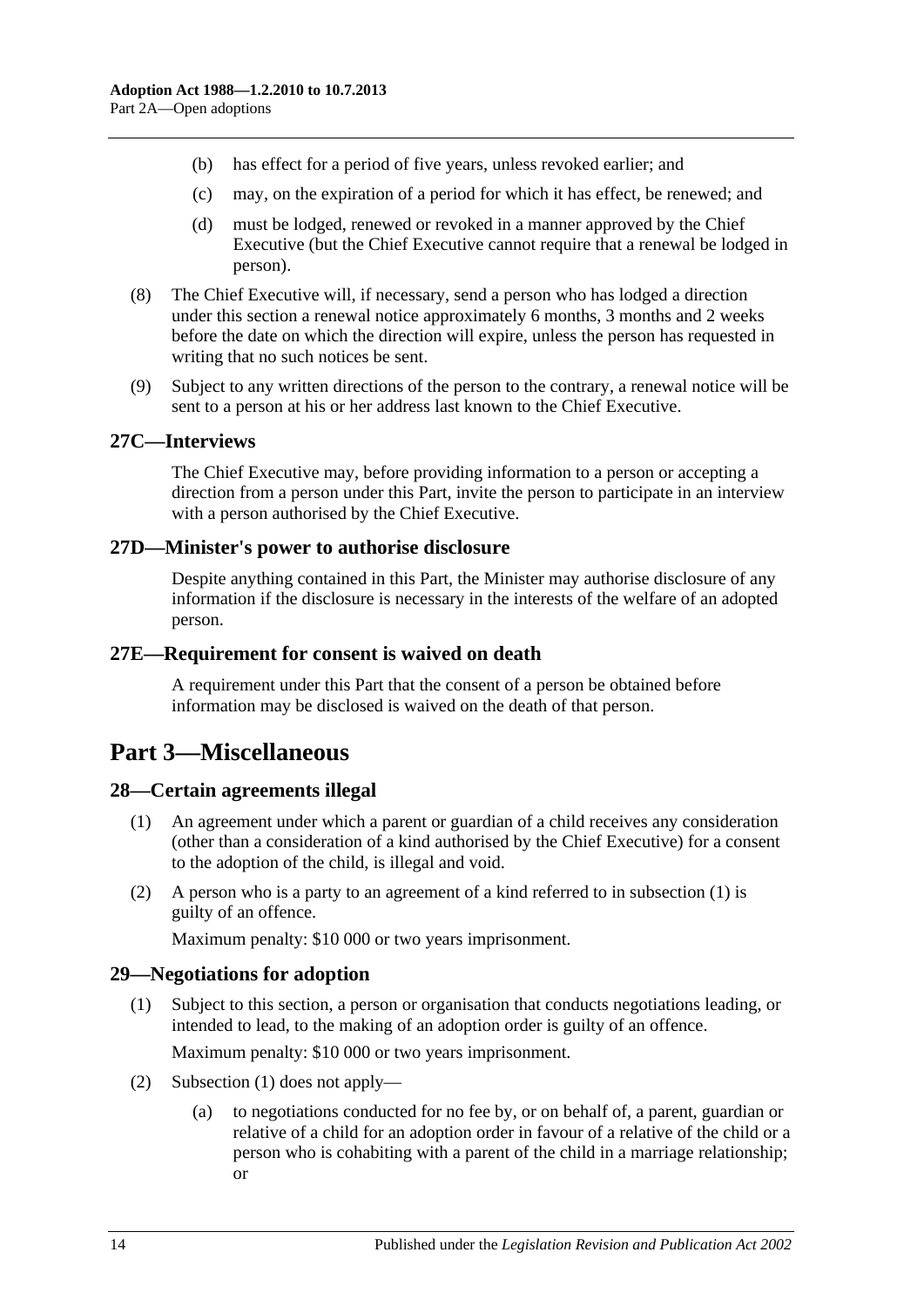(b) has effect for a period of five years, unless revoked earlier; and

(c) may, on the expiration of a period for which it has effect, be renewed; and

(d) must be lodged, renewed or revoked in a manner approved by the Chief Executive (but the Chief Executive cannot require that a renewal be lodged in person).

(8) The Chief Executive will, if necessary, send a person who has lodged a direction under this section a renewal notice approximately 6 months, 3 months and 2 weeks before the date on which the direction will expire, unless the person has requested in writing that no such notices be sent.

(9) Subject to any written directions of the person to the contrary, a renewal notice will be sent to a person at his or her address last known to the Chief Executive.

### 27C—Interviews

The Chief Executive may, before providing information to a person or accepting a direction from a person under this Part, invite the person to participate in an interview with a person authorised by the Chief Executive.

### 27D—Minister's power to authorise disclosure

Despite anything contained in this Part, the Minister may authorise disclosure of any information if the disclosure is necessary in the interests of the welfare of an adopted person.

### 27E—Requirement for consent is waived on death

A requirement under this Part that the consent of a person be obtained before information may be disclosed is waived on the death of that person.

## Part 3—Miscellaneous

### 28—Certain agreements illegal

(1) An agreement under which a parent or guardian of a child receives any consideration (other than a consideration of a kind authorised by the Chief Executive) for a consent to the adoption of the child, is illegal and void.

(2) A person who is a party to an agreement of a kind referred to in subsection (1) is guilty of an offence.

Maximum penalty: $10 000 or two years imprisonment.

### 29—Negotiations for adoption

(1) Subject to this section, a person or organisation that conducts negotiations leading, or intended to lead, to the making of an adoption order is guilty of an offence.

Maximum penalty: $10 000 or two years imprisonment.

(2) Subsection (1) does not apply—

(a) to negotiations conducted for no fee by, or on behalf of, a parent, guardian or relative of a child for an adoption order in favour of a relative of the child or a person who is cohabiting with a parent of the child in a marriage relationship; or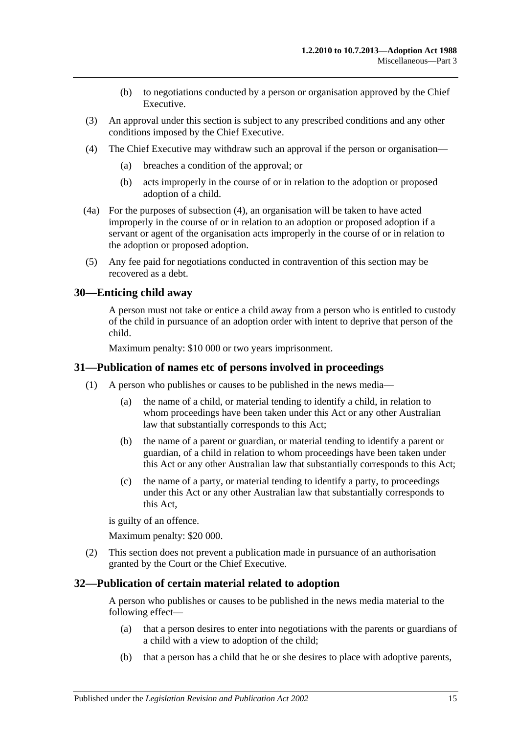(b) to negotiations conducted by a person or organisation approved by the Chief Executive.

(3) An approval under this section is subject to any prescribed conditions and any other conditions imposed by the Chief Executive.

(4) The Chief Executive may withdraw such an approval if the person or organisation—

(a) breaches a condition of the approval; or

(b) acts improperly in the course of or in relation to the adoption or proposed adoption of a child.

(4a) For the purposes of subsection (4), an organisation will be taken to have acted improperly in the course of or in relation to an adoption or proposed adoption if a servant or agent of the organisation acts improperly in the course of or in relation to the adoption or proposed adoption.

(5) Any fee paid for negotiations conducted in contravention of this section may be recovered as a debt.

## 30—Enticing child away

A person must not take or entice a child away from a person who is entitled to custody of the child in pursuance of an adoption order with intent to deprive that person of the child.

Maximum penalty: $10 000 or two years imprisonment.

## 31—Publication of names etc of persons involved in proceedings

(1) A person who publishes or causes to be published in the news media—

(a) the name of a child, or material tending to identify a child, in relation to whom proceedings have been taken under this Act or any other Australian law that substantially corresponds to this Act;

(b) the name of a parent or guardian, or material tending to identify a parent or guardian, of a child in relation to whom proceedings have been taken under this Act or any other Australian law that substantially corresponds to this Act;

(c) the name of a party, or material tending to identify a party, to proceedings under this Act or any other Australian law that substantially corresponds to this Act,

is guilty of an offence.

Maximum penalty: $20 000.

(2) This section does not prevent a publication made in pursuance of an authorisation granted by the Court or the Chief Executive.

## 32—Publication of certain material related to adoption

A person who publishes or causes to be published in the news media material to the following effect—

(a) that a person desires to enter into negotiations with the parents or guardians of a child with a view to adoption of the child;

(b) that a person has a child that he or she desires to place with adoptive parents,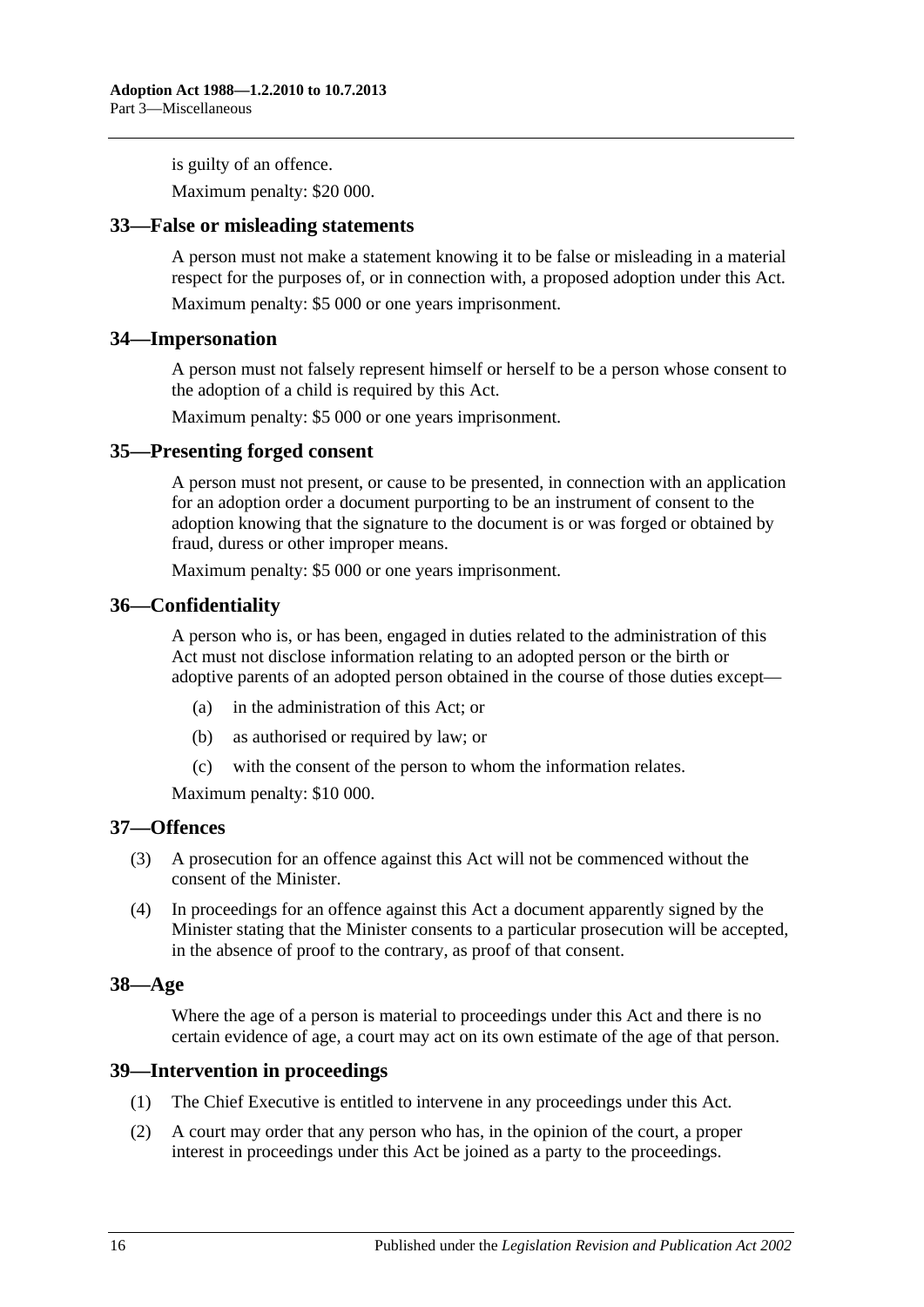is guilty of an offence.

Maximum penalty: $20 000.

## 33—False or misleading statements

A person must not make a statement knowing it to be false or misleading in a material respect for the purposes of, or in connection with, a proposed adoption under this Act.

Maximum penalty: $5 000 or one years imprisonment.

## 34—Impersonation

A person must not falsely represent himself or herself to be a person whose consent to the adoption of a child is required by this Act.

Maximum penalty: $5 000 or one years imprisonment.

## 35—Presenting forged consent

A person must not present, or cause to be presented, in connection with an application for an adoption order a document purporting to be an instrument of consent to the adoption knowing that the signature to the document is or was forged or obtained by fraud, duress or other improper means.

Maximum penalty: $5 000 or one years imprisonment.

## 36—Confidentiality

A person who is, or has been, engaged in duties related to the administration of this Act must not disclose information relating to an adopted person or the birth or adoptive parents of an adopted person obtained in the course of those duties except—

- (a) in the administration of this Act; or
- (b) as authorised or required by law; or
- (c) with the consent of the person to whom the information relates.

Maximum penalty: $10 000.

## 37—Offences

(3) A prosecution for an offence against this Act will not be commenced without the consent of the Minister.

(4) In proceedings for an offence against this Act a document apparently signed by the Minister stating that the Minister consents to a particular prosecution will be accepted, in the absence of proof to the contrary, as proof of that consent.

## 38—Age

Where the age of a person is material to proceedings under this Act and there is no certain evidence of age, a court may act on its own estimate of the age of that person.

## 39—Intervention in proceedings

(1) The Chief Executive is entitled to intervene in any proceedings under this Act.

(2) A court may order that any person who has, in the opinion of the court, a proper interest in proceedings under this Act be joined as a party to the proceedings.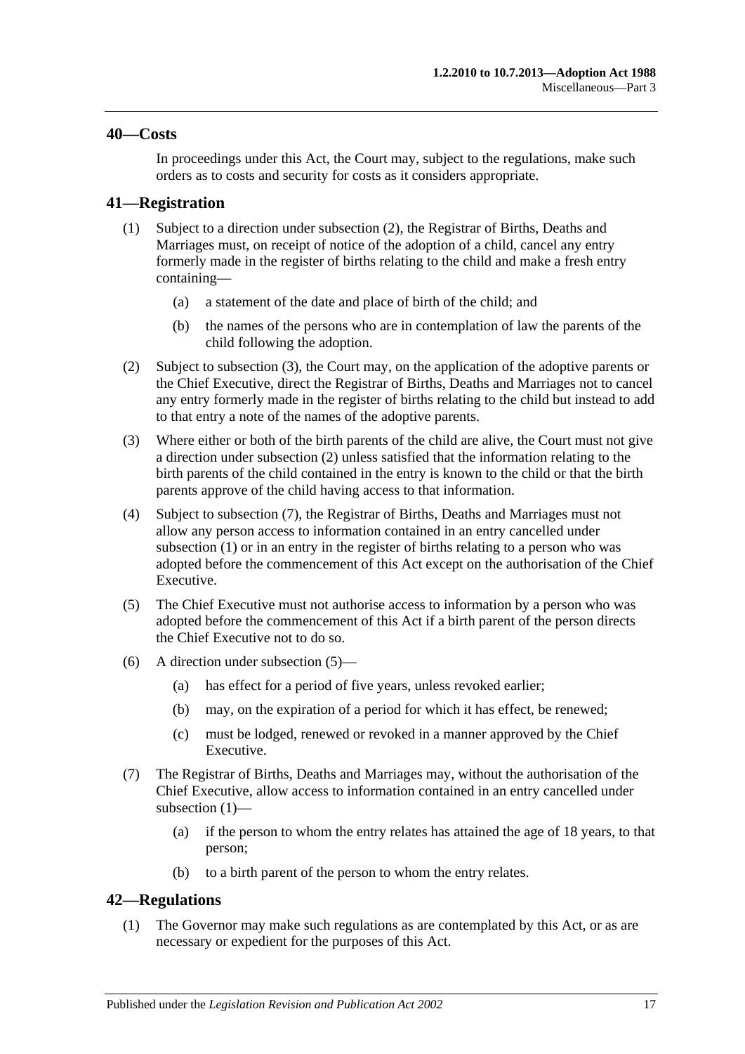## 40—Costs

In proceedings under this Act, the Court may, subject to the regulations, make such orders as to costs and security for costs as it considers appropriate.

## 41—Registration

(1) Subject to a direction under subsection (2), the Registrar of Births, Deaths and Marriages must, on receipt of notice of the adoption of a child, cancel any entry formerly made in the register of births relating to the child and make a fresh entry containing—

(a) a statement of the date and place of birth of the child; and

(b) the names of the persons who are in contemplation of law the parents of the child following the adoption.

(2) Subject to subsection (3), the Court may, on the application of the adoptive parents or the Chief Executive, direct the Registrar of Births, Deaths and Marriages not to cancel any entry formerly made in the register of births relating to the child but instead to add to that entry a note of the names of the adoptive parents.

(3) Where either or both of the birth parents of the child are alive, the Court must not give a direction under subsection (2) unless satisfied that the information relating to the birth parents of the child contained in the entry is known to the child or that the birth parents approve of the child having access to that information.

(4) Subject to subsection (7), the Registrar of Births, Deaths and Marriages must not allow any person access to information contained in an entry cancelled under subsection (1) or in an entry in the register of births relating to a person who was adopted before the commencement of this Act except on the authorisation of the Chief Executive.

(5) The Chief Executive must not authorise access to information by a person who was adopted before the commencement of this Act if a birth parent of the person directs the Chief Executive not to do so.

(6) A direction under subsection (5)—

(a) has effect for a period of five years, unless revoked earlier;

(b) may, on the expiration of a period for which it has effect, be renewed;

(c) must be lodged, renewed or revoked in a manner approved by the Chief Executive.

(7) The Registrar of Births, Deaths and Marriages may, without the authorisation of the Chief Executive, allow access to information contained in an entry cancelled under subsection (1)—

(a) if the person to whom the entry relates has attained the age of 18 years, to that person;

(b) to a birth parent of the person to whom the entry relates.

## 42—Regulations

(1) The Governor may make such regulations as are contemplated by this Act, or as are necessary or expedient for the purposes of this Act.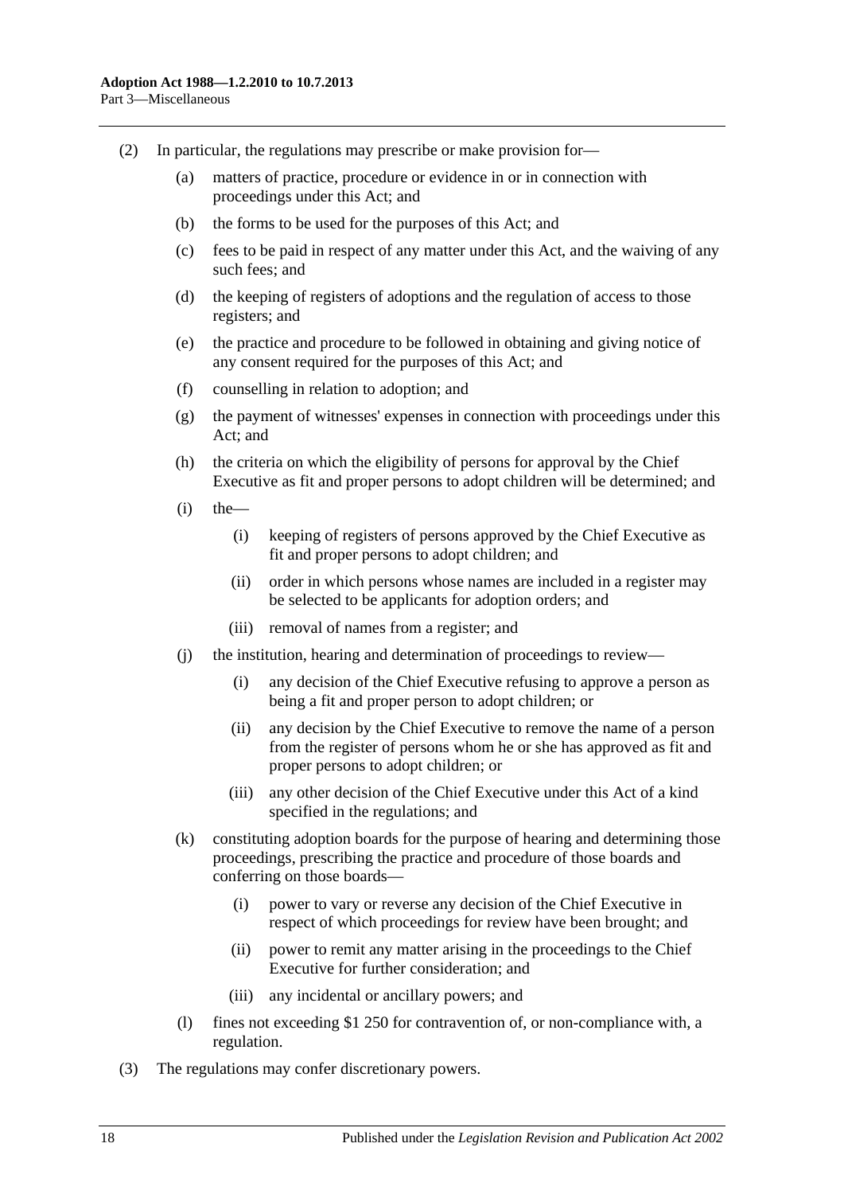(2) In particular, the regulations may prescribe or make provision for—

(a) matters of practice, procedure or evidence in or in connection with proceedings under this Act; and

(b) the forms to be used for the purposes of this Act; and

(c) fees to be paid in respect of any matter under this Act, and the waiving of any such fees; and

(d) the keeping of registers of adoptions and the regulation of access to those registers; and

(e) the practice and procedure to be followed in obtaining and giving notice of any consent required for the purposes of this Act; and

(f) counselling in relation to adoption; and

(g) the payment of witnesses' expenses in connection with proceedings under this Act; and

(h) the criteria on which the eligibility of persons for approval by the Chief Executive as fit and proper persons to adopt children will be determined; and

(i) the—

(i) keeping of registers of persons approved by the Chief Executive as fit and proper persons to adopt children; and

(ii) order in which persons whose names are included in a register may be selected to be applicants for adoption orders; and

(iii) removal of names from a register; and

(j) the institution, hearing and determination of proceedings to review—

(i) any decision of the Chief Executive refusing to approve a person as being a fit and proper person to adopt children; or

(ii) any decision by the Chief Executive to remove the name of a person from the register of persons whom he or she has approved as fit and proper persons to adopt children; or

(iii) any other decision of the Chief Executive under this Act of a kind specified in the regulations; and

(k) constituting adoption boards for the purpose of hearing and determining those proceedings, prescribing the practice and procedure of those boards and conferring on those boards—

(i) power to vary or reverse any decision of the Chief Executive in respect of which proceedings for review have been brought; and

(ii) power to remit any matter arising in the proceedings to the Chief Executive for further consideration; and

(iii) any incidental or ancillary powers; and

(l) fines not exceeding $1 250 for contravention of, or non-compliance with, a regulation.

(3) The regulations may confer discretionary powers.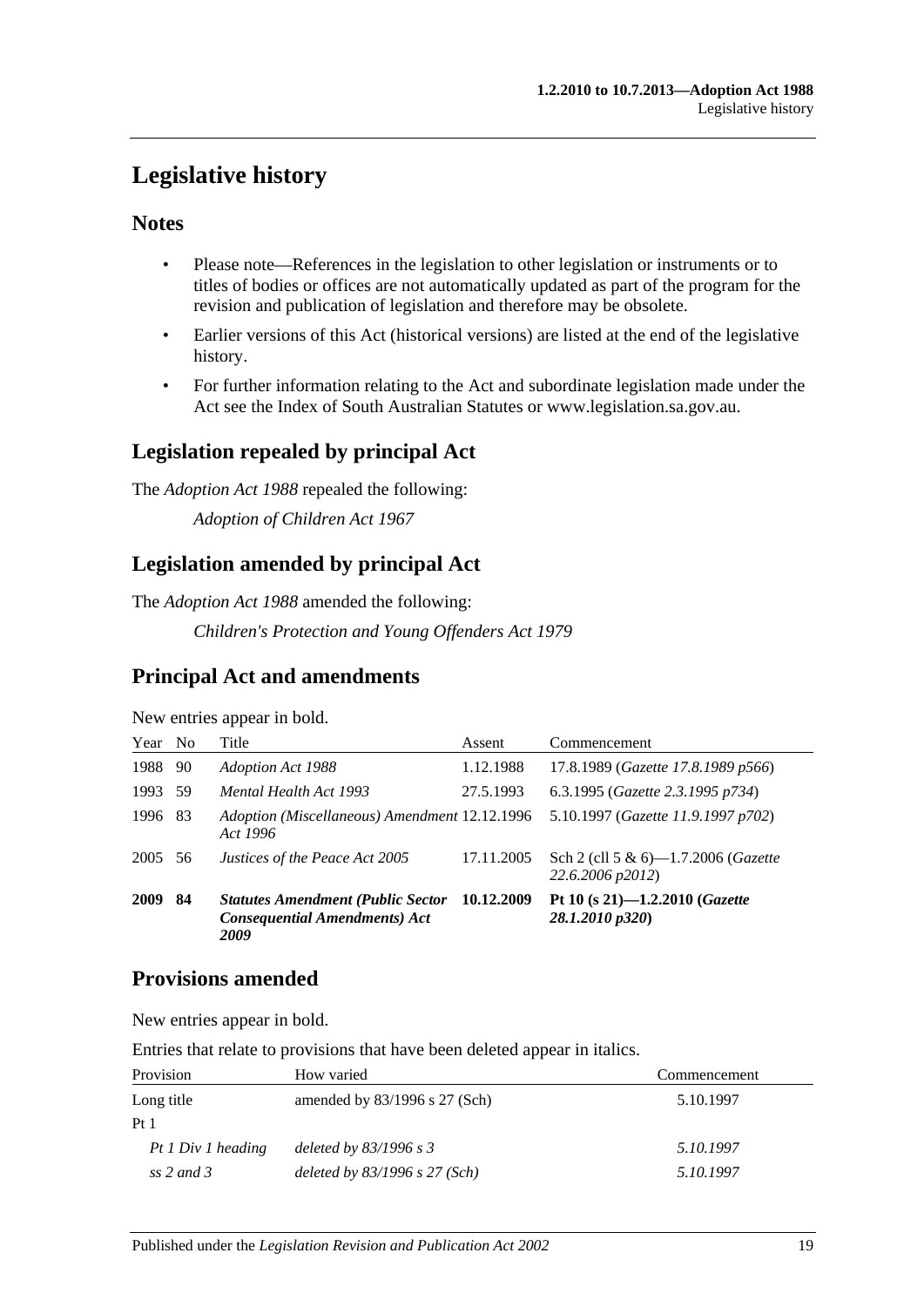# Legislative history

## Notes

- Please note—References in the legislation to other legislation or instruments or to titles of bodies or offices are not automatically updated as part of the program for the revision and publication of legislation and therefore may be obsolete.
- Earlier versions of this Act (historical versions) are listed at the end of the legislative history.
- For further information relating to the Act and subordinate legislation made under the Act see the Index of South Australian Statutes or www.legislation.sa.gov.au.

## Legislation repealed by principal Act

The *Adoption Act 1988* repealed the following:

*Adoption of Children Act 1967*

## Legislation amended by principal Act

The *Adoption Act 1988* amended the following:

*Children's Protection and Young Offenders Act 1979*

## Principal Act and amendments

New entries appear in bold.

| Year | No | Title | Assent | Commencement |
|---|---|---|---|---|
| 1988 | 90 | *Adoption Act 1988* | 1.12.1988 | 17.8.1989 (*Gazette 17.8.1989 p566*) |
| 1993 | 59 | *Mental Health Act 1993* | 27.5.1993 | 6.3.1995 (*Gazette 2.3.1995 p734*) |
| 1996 | 83 | *Adoption (Miscellaneous) Amendment Act 1996* | 12.12.1996 | 5.10.1997 (*Gazette 11.9.1997 p702*) |
| 2005 | 56 | *Justices of the Peace Act 2005* | 17.11.2005 | Sch 2 (cll 5 & 6)—1.7.2006 (*Gazette 22.6.2006 p2012*) |
| **2009** | **84** | ***Statutes Amendment (Public Sector Consequential Amendments) Act 2009*** | **10.12.2009** | **Pt 10 (s 21)—1.2.2010 (*Gazette 28.1.2010 p320*)** |

## Provisions amended

New entries appear in bold.

Entries that relate to provisions that have been deleted appear in italics.

| Provision | How varied | Commencement |
|---|---|---|
| Long title | amended by 83/1996 s 27 (Sch) | 5.10.1997 |
| Pt 1 | | |
| *Pt 1 Div 1 heading* | *deleted by 83/1996 s 3* | *5.10.1997* |
| *ss 2 and 3* | *deleted by 83/1996 s 27 (Sch)* | *5.10.1997* |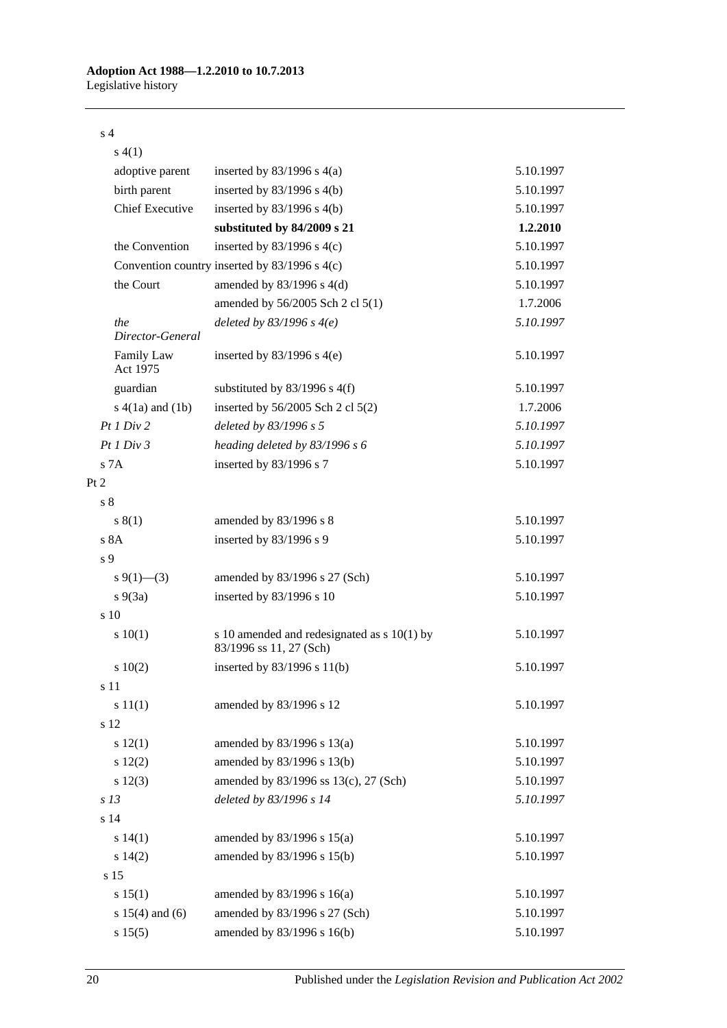| | | |
|---|---|---|
| s 4 | | |
| s 4(1) | | |
| adoptive parent | inserted by 83/1996 s 4(a) | 5.10.1997 |
| birth parent | inserted by 83/1996 s 4(b) | 5.10.1997 |
| Chief Executive | inserted by 83/1996 s 4(b) | 5.10.1997 |
| | **substituted by 84/2009 s 21** | **1.2.2010** |
| the Convention | inserted by 83/1996 s 4(c) | 5.10.1997 |
| Convention country | inserted by 83/1996 s 4(c) | 5.10.1997 |
| the Court | amended by 83/1996 s 4(d) | 5.10.1997 |
| | amended by 56/2005 Sch 2 cl 5(1) | 1.7.2006 |
| *the Director-General* | *deleted by 83/1996 s 4(e)* | *5.10.1997* |
| Family Law Act 1975 | inserted by 83/1996 s 4(e) | 5.10.1997 |
| guardian | substituted by 83/1996 s 4(f) | 5.10.1997 |
| s 4(1a) and (1b) | inserted by 56/2005 Sch 2 cl 5(2) | 1.7.2006 |
| *Pt 1 Div 2* | *deleted by 83/1996 s 5* | *5.10.1997* |
| *Pt 1 Div 3* | *heading deleted by 83/1996 s 6* | *5.10.1997* |
| s 7A | inserted by 83/1996 s 7 | 5.10.1997 |
| Pt 2 | | |
| s 8 | | |
| s 8(1) | amended by 83/1996 s 8 | 5.10.1997 |
| s 8A | inserted by 83/1996 s 9 | 5.10.1997 |
| s 9 | | |
| s 9(1)—(3) | amended by 83/1996 s 27 (Sch) | 5.10.1997 |
| s 9(3a) | inserted by 83/1996 s 10 | 5.10.1997 |
| s 10 | | |
| s 10(1) | s 10 amended and redesignated as s 10(1) by 83/1996 ss 11, 27 (Sch) | 5.10.1997 |
| s 10(2) | inserted by 83/1996 s 11(b) | 5.10.1997 |
| s 11 | | |
| s 11(1) | amended by 83/1996 s 12 | 5.10.1997 |
| s 12 | | |
| s 12(1) | amended by 83/1996 s 13(a) | 5.10.1997 |
| s 12(2) | amended by 83/1996 s 13(b) | 5.10.1997 |
| s 12(3) | amended by 83/1996 ss 13(c), 27 (Sch) | 5.10.1997 |
| *s 13* | *deleted by 83/1996 s 14* | *5.10.1997* |
| s 14 | | |
| s 14(1) | amended by 83/1996 s 15(a) | 5.10.1997 |
| s 14(2) | amended by 83/1996 s 15(b) | 5.10.1997 |
| s 15 | | |
| s 15(1) | amended by 83/1996 s 16(a) | 5.10.1997 |
| s 15(4) and (6) | amended by 83/1996 s 27 (Sch) | 5.10.1997 |
| s 15(5) | amended by 83/1996 s 16(b) | 5.10.1997 |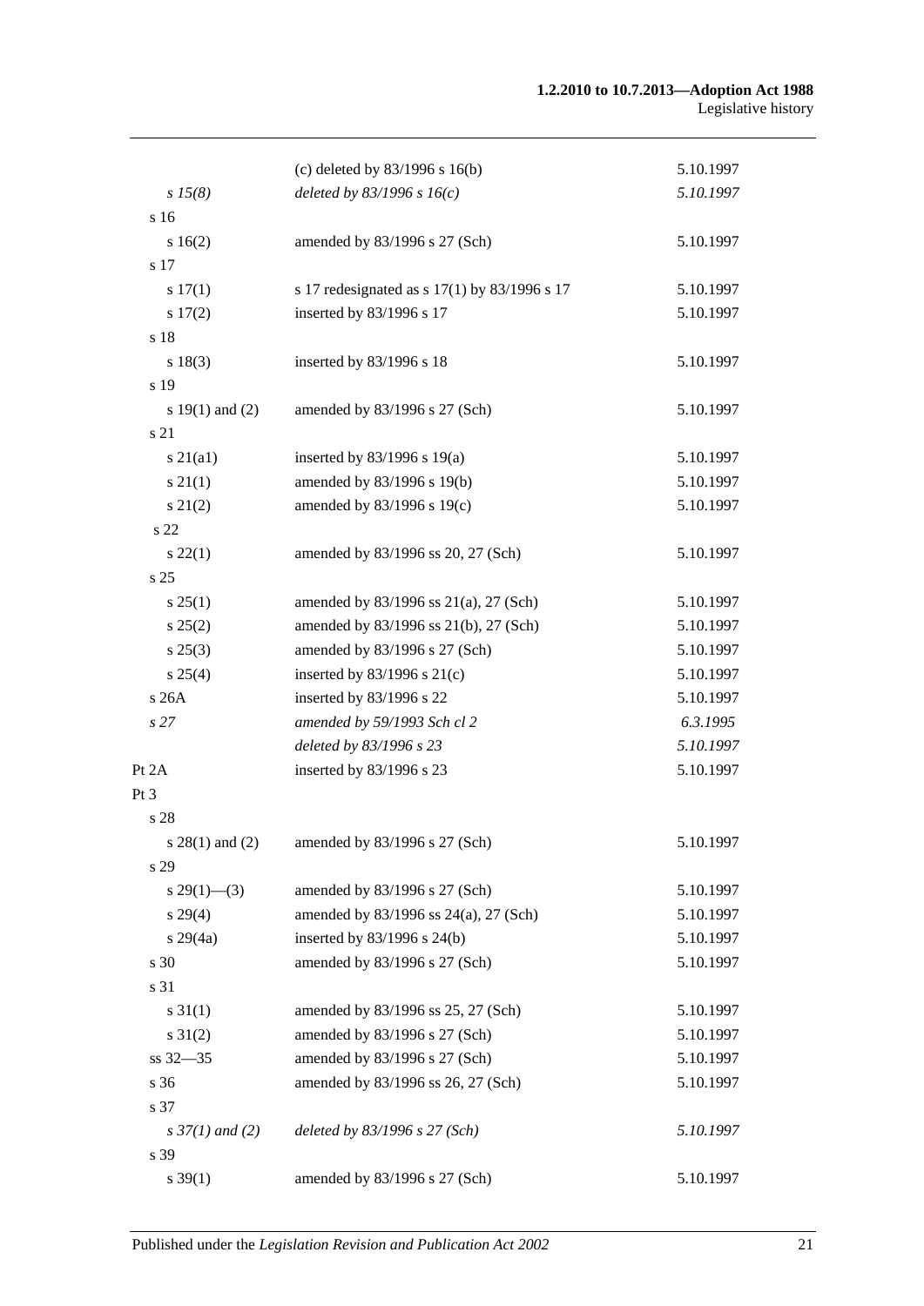| | | |
|---|---|---|
| | (c) deleted by 83/1996 s 16(b) | 5.10.1997 |
| *s 15(8)* | *deleted by 83/1996 s 16(c)* | *5.10.1997* |
| s 16 | | |
| s 16(2) | amended by 83/1996 s 27 (Sch) | 5.10.1997 |
| s 17 | | |
| s 17(1) | s 17 redesignated as s 17(1) by 83/1996 s 17 | 5.10.1997 |
| s 17(2) | inserted by 83/1996 s 17 | 5.10.1997 |
| s 18 | | |
| s 18(3) | inserted by 83/1996 s 18 | 5.10.1997 |
| s 19 | | |
| s 19(1) and (2) | amended by 83/1996 s 27 (Sch) | 5.10.1997 |
| s 21 | | |
| s 21(a1) | inserted by 83/1996 s 19(a) | 5.10.1997 |
| s 21(1) | amended by 83/1996 s 19(b) | 5.10.1997 |
| s 21(2) | amended by 83/1996 s 19(c) | 5.10.1997 |
| s 22 | | |
| s 22(1) | amended by 83/1996 ss 20, 27 (Sch) | 5.10.1997 |
| s 25 | | |
| s 25(1) | amended by 83/1996 ss 21(a), 27 (Sch) | 5.10.1997 |
| s 25(2) | amended by 83/1996 ss 21(b), 27 (Sch) | 5.10.1997 |
| s 25(3) | amended by 83/1996 s 27 (Sch) | 5.10.1997 |
| s 25(4) | inserted by 83/1996 s 21(c) | 5.10.1997 |
| s 26A | inserted by 83/1996 s 22 | 5.10.1997 |
| *s 27* | *amended by 59/1993 Sch cl 2* | *6.3.1995* |
| | *deleted by 83/1996 s 23* | *5.10.1997* |
| Pt 2A | inserted by 83/1996 s 23 | 5.10.1997 |
| Pt 3 | | |
| s 28 | | |
| s 28(1) and (2) | amended by 83/1996 s 27 (Sch) | 5.10.1997 |
| s 29 | | |
| s 29(1)—(3) | amended by 83/1996 s 27 (Sch) | 5.10.1997 |
| s 29(4) | amended by 83/1996 ss 24(a), 27 (Sch) | 5.10.1997 |
| s 29(4a) | inserted by 83/1996 s 24(b) | 5.10.1997 |
| s 30 | amended by 83/1996 s 27 (Sch) | 5.10.1997 |
| s 31 | | |
| s 31(1) | amended by 83/1996 ss 25, 27 (Sch) | 5.10.1997 |
| s 31(2) | amended by 83/1996 s 27 (Sch) | 5.10.1997 |
| ss 32—35 | amended by 83/1996 s 27 (Sch) | 5.10.1997 |
| s 36 | amended by 83/1996 ss 26, 27 (Sch) | 5.10.1997 |
| s 37 | | |
| *s 37(1) and (2)* | *deleted by 83/1996 s 27 (Sch)* | *5.10.1997* |
| s 39 | | |
| s 39(1) | amended by 83/1996 s 27 (Sch) | 5.10.1997 |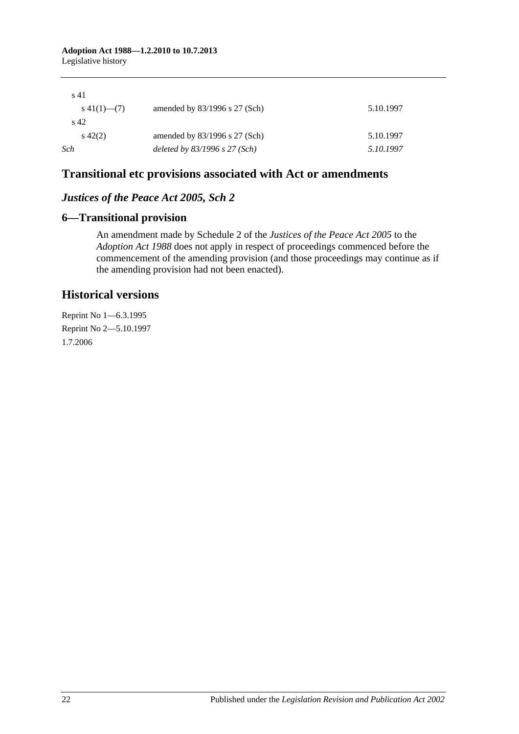| | | |
|---|---|---|
| s 41 | | |
| s 41(1)—(7) | amended by 83/1996 s 27 (Sch) | 5.10.1997 |
| s 42 | | |
| s 42(2) | amended by 83/1996 s 27 (Sch) | 5.10.1997 |
| *Sch* | *deleted by 83/1996 s 27 (Sch)* | *5.10.1997* |

## Transitional etc provisions associated with Act or amendments

### *Justices of the Peace Act 2005, Sch 2*

### 6—Transitional provision

An amendment made by Schedule 2 of the *Justices of the Peace Act 2005* to the *Adoption Act 1988* does not apply in respect of proceedings commenced before the commencement of the amending provision (and those proceedings may continue as if the amending provision had not been enacted).

## Historical versions

Reprint No 1—6.3.1995

Reprint No 2—5.10.1997

1.7.2006